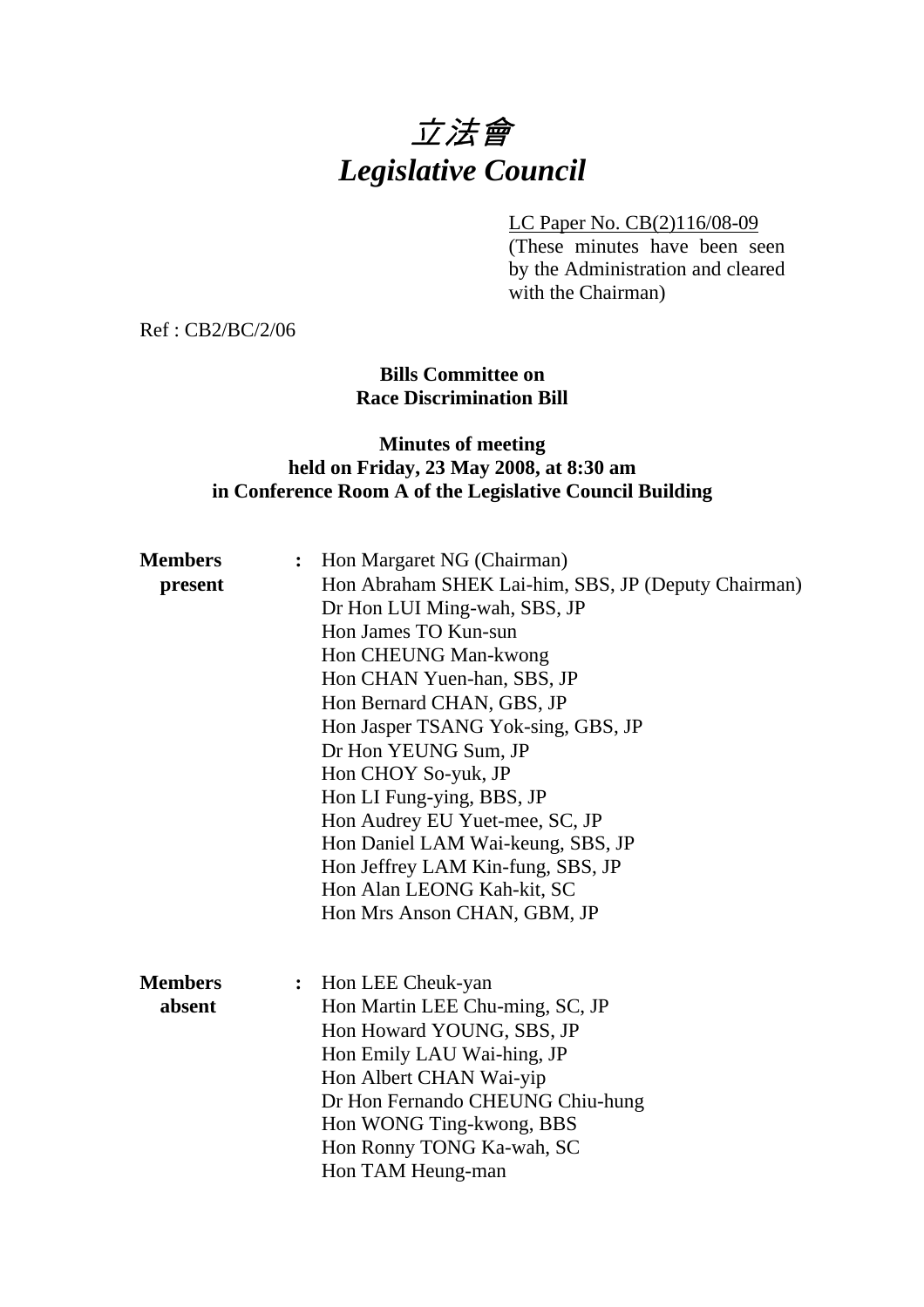# 立法會
# *Legislative Council*

LC Paper No. CB(2)116/08-09
(These minutes have been seen by the Administration and cleared with the Chairman)

Ref : CB2/BC/2/06

**Bills Committee on**
**Race Discrimination Bill**

**Minutes of meeting**
**held on Friday, 23 May 2008, at 8:30 am**
**in Conference Room A of the Legislative Council Building**

**Members present** :
Hon Margaret NG (Chairman)
Hon Abraham SHEK Lai-him, SBS, JP (Deputy Chairman)
Dr Hon LUI Ming-wah, SBS, JP
Hon James TO Kun-sun
Hon CHEUNG Man-kwong
Hon CHAN Yuen-han, SBS, JP
Hon Bernard CHAN, GBS, JP
Hon Jasper TSANG Yok-sing, GBS, JP
Dr Hon YEUNG Sum, JP
Hon CHOY So-yuk, JP
Hon LI Fung-ying, BBS, JP
Hon Audrey EU Yuet-mee, SC, JP
Hon Daniel LAM Wai-keung, SBS, JP
Hon Jeffrey LAM Kin-fung, SBS, JP
Hon Alan LEONG Kah-kit, SC
Hon Mrs Anson CHAN, GBM, JP

**Members absent** :
Hon LEE Cheuk-yan
Hon Martin LEE Chu-ming, SC, JP
Hon Howard YOUNG, SBS, JP
Hon Emily LAU Wai-hing, JP
Hon Albert CHAN Wai-yip
Dr Hon Fernando CHEUNG Chiu-hung
Hon WONG Ting-kwong, BBS
Hon Ronny TONG Ka-wah, SC
Hon TAM Heung-man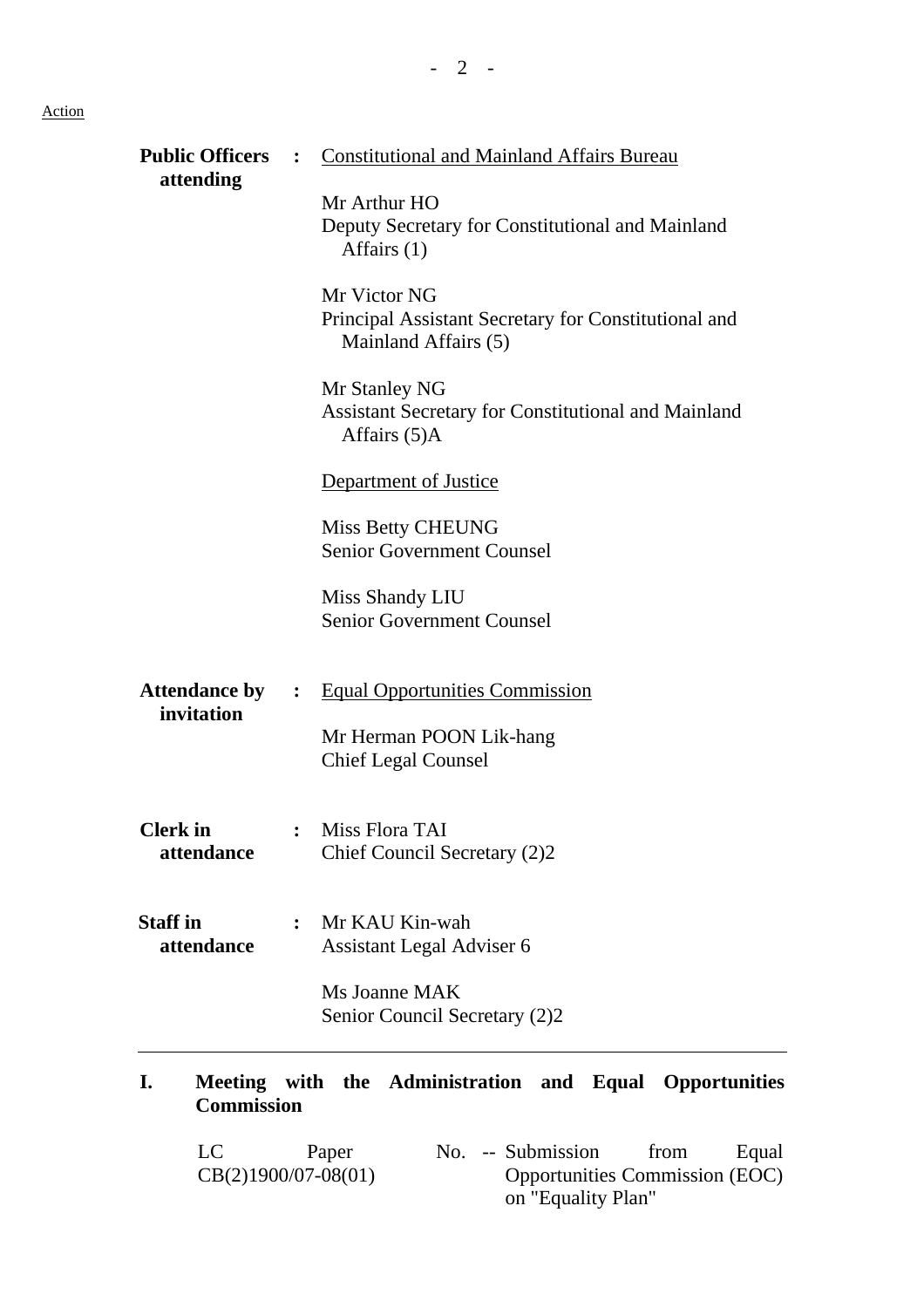Action

| | | |
|---|---|---|
| **Public Officers attending** | **:** | Constitutional and Mainland Affairs Bureau |
| | | Mr Arthur HO<br>Deputy Secretary for Constitutional and Mainland Affairs (1) |
| | | Mr Victor NG<br>Principal Assistant Secretary for Constitutional and Mainland Affairs (5) |
| | | Mr Stanley NG<br>Assistant Secretary for Constitutional and Mainland Affairs (5)A |
| | | Department of Justice |
| | | Miss Betty CHEUNG<br>Senior Government Counsel |
| | | Miss Shandy LIU<br>Senior Government Counsel |
| **Attendance by invitation** | **:** | Equal Opportunities Commission |
| | | Mr Herman POON Lik-hang<br>Chief Legal Counsel |
| **Clerk in attendance** | **:** | Miss Flora TAI<br>Chief Council Secretary (2)2 |
| **Staff in attendance** | **:** | Mr KAU Kin-wah<br>Assistant Legal Adviser 6 |
| | | Ms Joanne MAK<br>Senior Council Secretary (2)2 |

---

## I. Meeting with the Administration and Equal Opportunities Commission

LC Paper No. CB(2)1900/07-08(01) -- Submission from Equal Opportunities Commission (EOC) on "Equality Plan"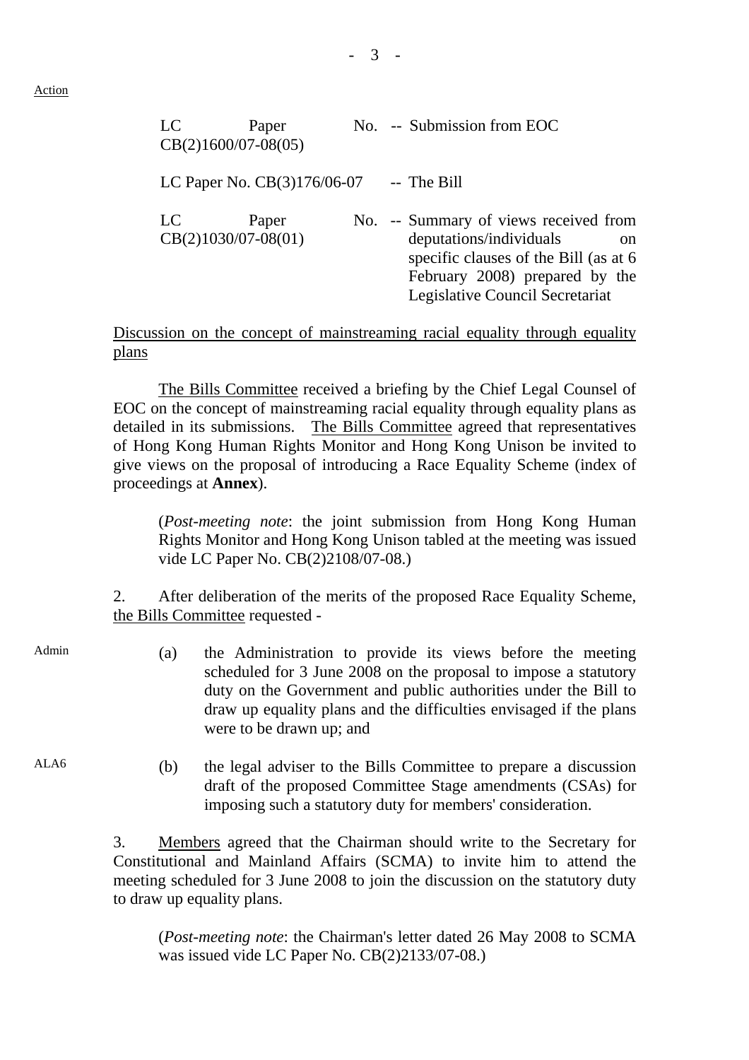Action

| | | |
|---|---|---|
| LC Paper No. CB(2)1600/07-08(05) | -- | Submission from EOC |
| LC Paper No. CB(3)176/06-07 | -- | The Bill |
| LC Paper No. CB(2)1030/07-08(01) | -- | Summary of views received from deputations/individuals on specific clauses of the Bill (as at 6 February 2008) prepared by the Legislative Council Secretariat |

Discussion on the concept of mainstreaming racial equality through equality plans

The Bills Committee received a briefing by the Chief Legal Counsel of EOC on the concept of mainstreaming racial equality through equality plans as detailed in its submissions. The Bills Committee agreed that representatives of Hong Kong Human Rights Monitor and Hong Kong Unison be invited to give views on the proposal of introducing a Race Equality Scheme (index of proceedings at **Annex**).

(*Post-meeting note*: the joint submission from Hong Kong Human Rights Monitor and Hong Kong Unison tabled at the meeting was issued vide LC Paper No. CB(2)2108/07-08.)

2. After deliberation of the merits of the proposed Race Equality Scheme, the Bills Committee requested -

Admin

(a) the Administration to provide its views before the meeting scheduled for 3 June 2008 on the proposal to impose a statutory duty on the Government and public authorities under the Bill to draw up equality plans and the difficulties envisaged if the plans were to be drawn up; and

ALA6

(b) the legal adviser to the Bills Committee to prepare a discussion draft of the proposed Committee Stage amendments (CSAs) for imposing such a statutory duty for members' consideration.

3. Members agreed that the Chairman should write to the Secretary for Constitutional and Mainland Affairs (SCMA) to invite him to attend the meeting scheduled for 3 June 2008 to join the discussion on the statutory duty to draw up equality plans.

(*Post-meeting note*: the Chairman's letter dated 26 May 2008 to SCMA was issued vide LC Paper No. CB(2)2133/07-08.)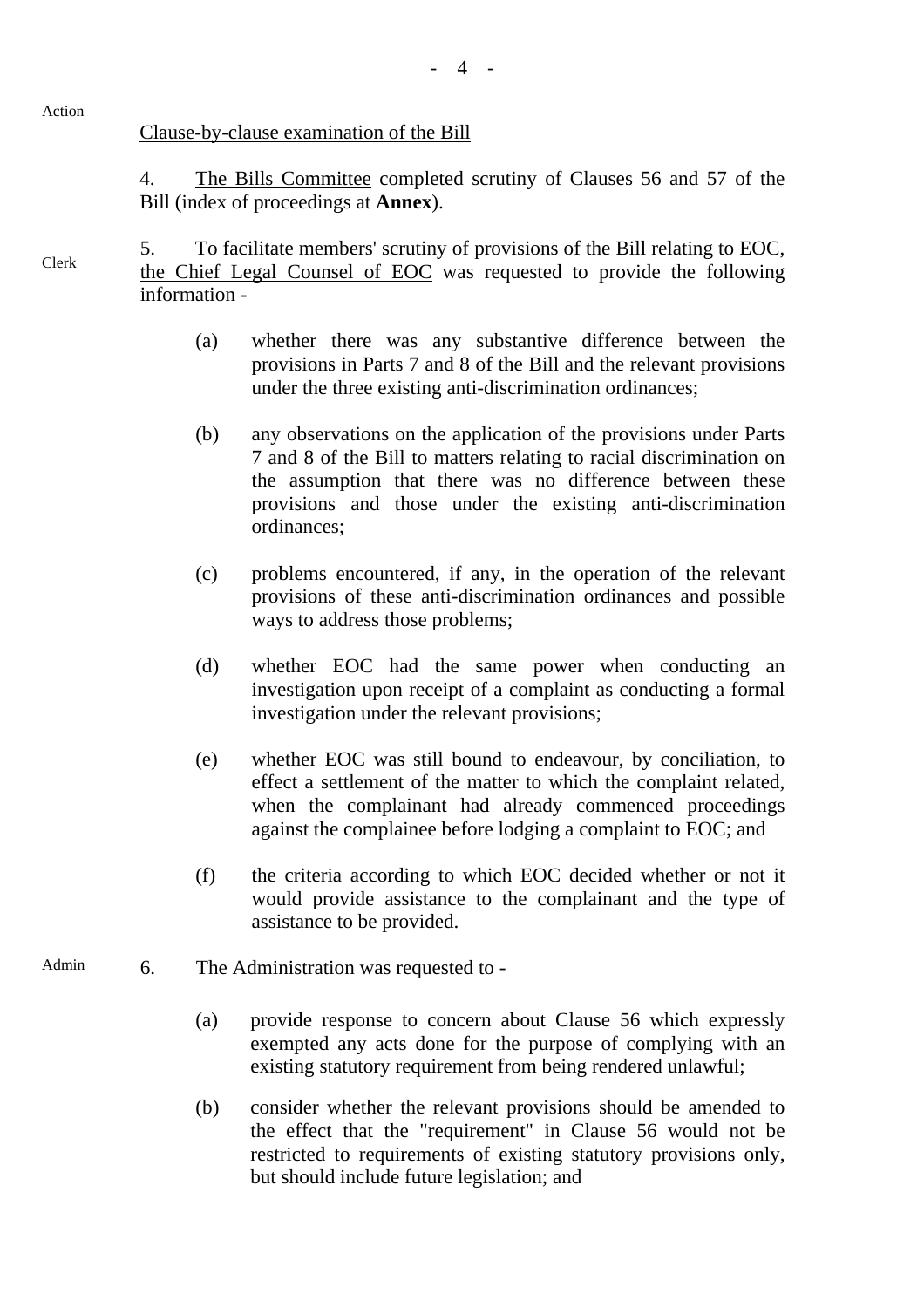Action

Clause-by-clause examination of the Bill

4. The Bills Committee completed scrutiny of Clauses 56 and 57 of the Bill (index of proceedings at **Annex**).

Clerk

5. To facilitate members' scrutiny of provisions of the Bill relating to EOC, the Chief Legal Counsel of EOC was requested to provide the following information -

(a) whether there was any substantive difference between the provisions in Parts 7 and 8 of the Bill and the relevant provisions under the three existing anti-discrimination ordinances;

(b) any observations on the application of the provisions under Parts 7 and 8 of the Bill to matters relating to racial discrimination on the assumption that there was no difference between these provisions and those under the existing anti-discrimination ordinances;

(c) problems encountered, if any, in the operation of the relevant provisions of these anti-discrimination ordinances and possible ways to address those problems;

(d) whether EOC had the same power when conducting an investigation upon receipt of a complaint as conducting a formal investigation under the relevant provisions;

(e) whether EOC was still bound to endeavour, by conciliation, to effect a settlement of the matter to which the complaint related, when the complainant had already commenced proceedings against the complainee before lodging a complaint to EOC; and

(f) the criteria according to which EOC decided whether or not it would provide assistance to the complainant and the type of assistance to be provided.

Admin

6. The Administration was requested to -

(a) provide response to concern about Clause 56 which expressly exempted any acts done for the purpose of complying with an existing statutory requirement from being rendered unlawful;

(b) consider whether the relevant provisions should be amended to the effect that the "requirement" in Clause 56 would not be restricted to requirements of existing statutory provisions only, but should include future legislation; and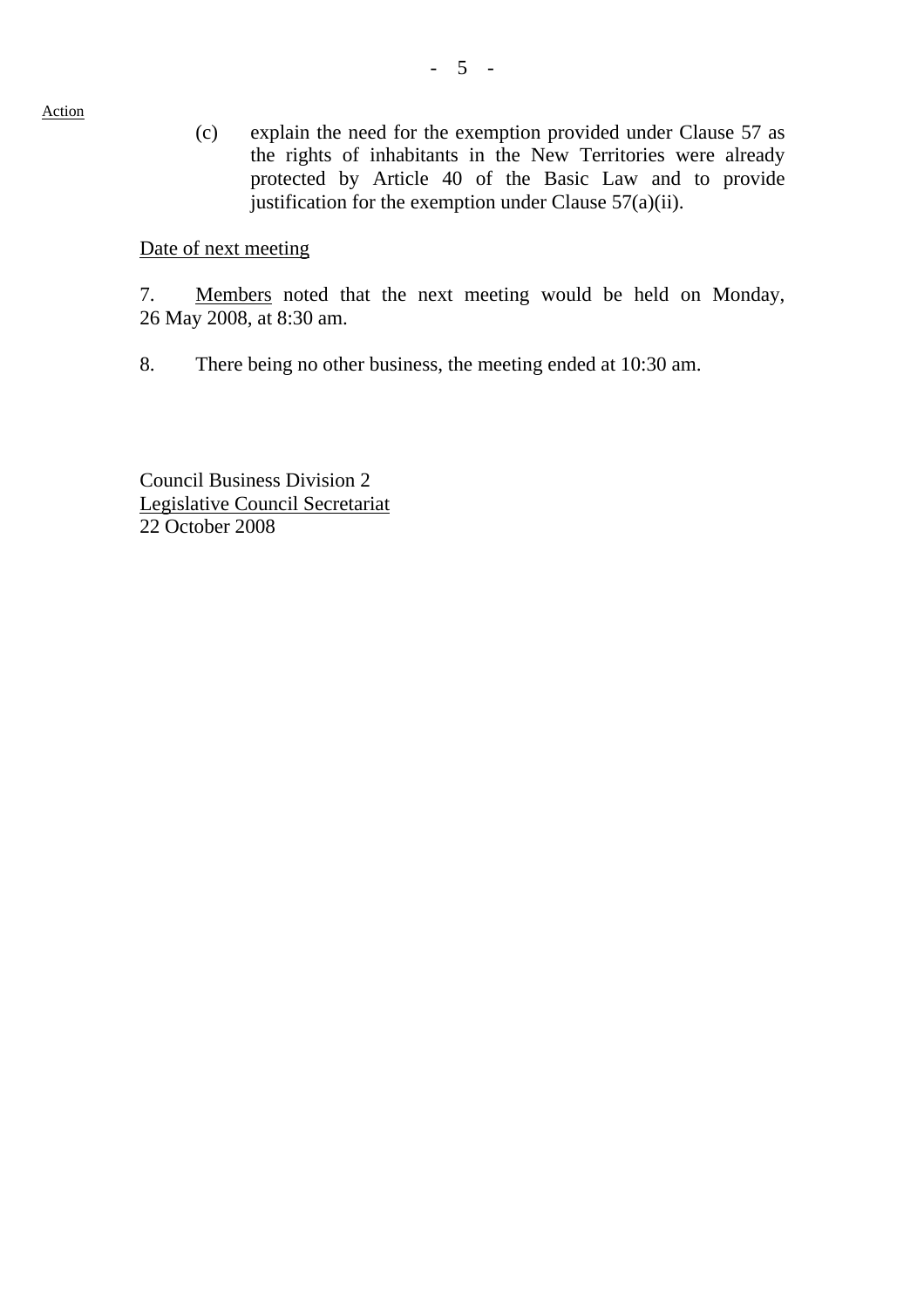Action

(c) explain the need for the exemption provided under Clause 57 as the rights of inhabitants in the New Territories were already protected by Article 40 of the Basic Law and to provide justification for the exemption under Clause 57(a)(ii).

Date of next meeting

7. Members noted that the next meeting would be held on Monday, 26 May 2008, at 8:30 am.

8. There being no other business, the meeting ended at 10:30 am.

Council Business Division 2
Legislative Council Secretariat
22 October 2008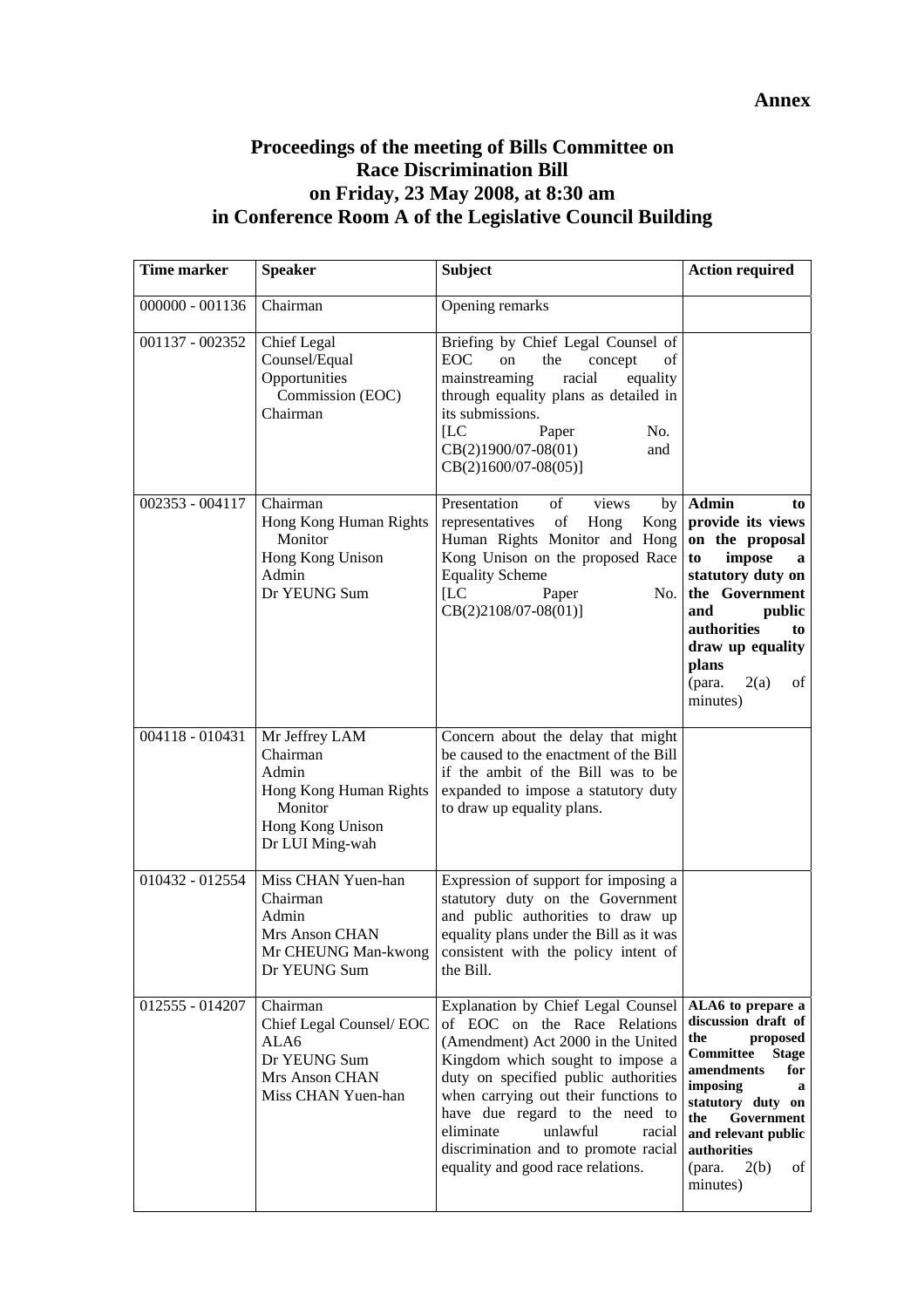**Annex**

# Proceedings of the meeting of Bills Committee on Race Discrimination Bill on Friday, 23 May 2008, at 8:30 am in Conference Room A of the Legislative Council Building

| Time marker | Speaker | Subject | Action required |
|---|---|---|---|
| 000000 - 001136 | Chairman | Opening remarks | |
| 001137 - 002352 | Chief Legal Counsel/Equal Opportunities Commission (EOC)<br>Chairman | Briefing by Chief Legal Counsel of EOC on the concept of mainstreaming racial equality through equality plans as detailed in its submissions.<br>[LC Paper No. CB(2)1900/07-08(01) and CB(2)1600/07-08(05)] | |
| 002353 - 004117 | Chairman<br>Hong Kong Human Rights Monitor<br>Hong Kong Unison<br>Admin<br>Dr YEUNG Sum | Presentation of views by representatives of Hong Kong Human Rights Monitor and Hong Kong Unison on the proposed Race Equality Scheme<br>[LC Paper No. CB(2)2108/07-08(01)] | **Admin to provide its views on the proposal to impose a statutory duty on the Government and public authorities to draw up equality plans**<br>(para. 2(a) of minutes) |
| 004118 - 010431 | Mr Jeffrey LAM<br>Chairman<br>Admin<br>Hong Kong Human Rights Monitor<br>Hong Kong Unison<br>Dr LUI Ming-wah | Concern about the delay that might be caused to the enactment of the Bill if the ambit of the Bill was to be expanded to impose a statutory duty to draw up equality plans. | |
| 010432 - 012554 | Miss CHAN Yuen-han<br>Chairman<br>Admin<br>Mrs Anson CHAN<br>Mr CHEUNG Man-kwong<br>Dr YEUNG Sum | Expression of support for imposing a statutory duty on the Government and public authorities to draw up equality plans under the Bill as it was consistent with the policy intent of the Bill. | |
| 012555 - 014207 | Chairman<br>Chief Legal Counsel/ EOC<br>ALA6<br>Dr YEUNG Sum<br>Mrs Anson CHAN<br>Miss CHAN Yuen-han | Explanation by Chief Legal Counsel of EOC on the Race Relations (Amendment) Act 2000 in the United Kingdom which sought to impose a duty on specified public authorities when carrying out their functions to have due regard to the need to eliminate unlawful racial discrimination and to promote racial equality and good race relations. | **ALA6 to prepare a discussion draft of the proposed Committee Stage amendments for imposing a statutory duty on the Government and relevant public authorities**<br>(para. 2(b) of minutes) |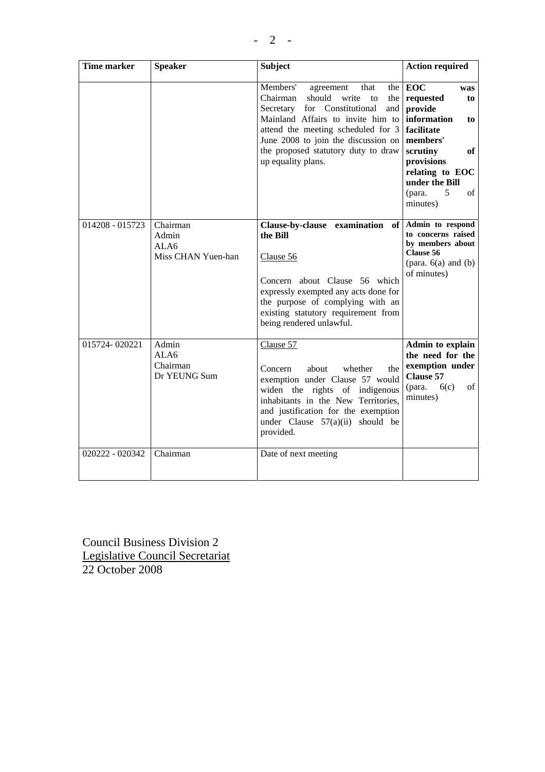| Time marker | Speaker | Subject | Action required |
|---|---|---|---|
| | | Members' agreement that the Chairman should write to the Secretary for Constitutional and Mainland Affairs to invite him to attend the meeting scheduled for 3 June 2008 to join the discussion on the proposed statutory duty to draw up equality plans. | **EOC was requested to provide information to facilitate members' scrutiny of provisions relating to EOC under the Bill** (para. 5 of minutes) |
| 014208 - 015723 | Chairman<br>Admin<br>ALA6<br>Miss CHAN Yuen-han | **Clause-by-clause examination of the Bill**<br><br><u>Clause 56</u><br><br>Concern about Clause 56 which expressly exempted any acts done for the purpose of complying with an existing statutory requirement from being rendered unlawful. | **Admin to respond to concerns raised by members about Clause 56** (para. 6(a) and (b) of minutes) |
| 015724- 020221 | Admin<br>ALA6<br>Chairman<br>Dr YEUNG Sum | <u>Clause 57</u><br><br>Concern about whether the exemption under Clause 57 would widen the rights of indigenous inhabitants in the New Territories, and justification for the exemption under Clause 57(a)(ii) should be provided. | **Admin to explain the need for the exemption under Clause 57** (para. 6(c) of minutes) |
| 020222 - 020342 | Chairman | Date of next meeting | |

Council Business Division 2
<u>Legislative Council Secretariat</u>
22 October 2008